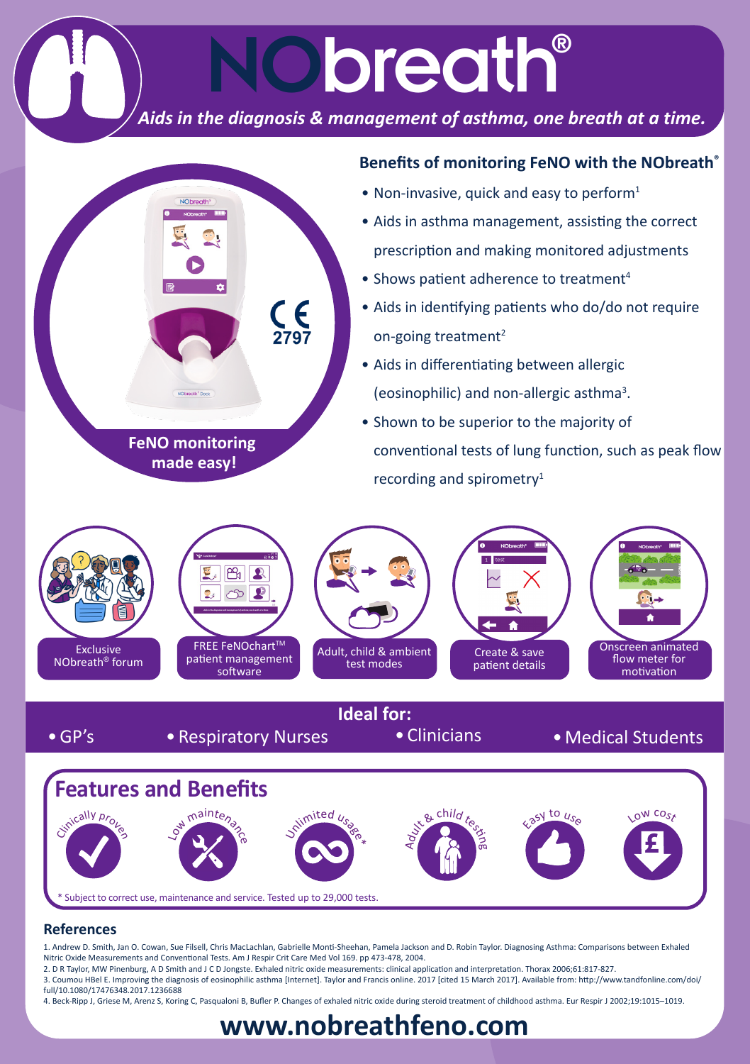# NObreath®

*Aids in the diagnosis & management of asthma, one breath at a time.*

**FeNO monitoring made easy!**

CE 2797

## Benefits of monitoring FeNO with the NObreath®

- Non-invasive, quick and easy to perform[1]
- Aids in asthma management, assisting the correct prescription and making monitored adjustments
- Shows patient adherence to treatment[4]
- Aids in identifying patients who do/do not require on-going treatment[2]
- Aids in differentiating between allergic (eosinophilic) and non-allergic asthma[3].
- Shown to be superior to the majority of conventional tests of lung function, such as peak flow recording and spirometry[1]

- Exclusive NObreath® forum
- FREE FeNOchart™ patient management software
- Adult, child & ambient test modes
- Create & save patient details
- Onscreen animated flow meter for motivation

## Ideal for:

- GP's
- Respiratory Nurses
- Clinicians
- Medical Students

## Features and Benefits

- Clinically proven
- Low maintenance
- Unlimited usage*
- Adult & child testing
- Easy to use
- Low cost

\* Subject to correct use, maintenance and service. Tested up to 29,000 tests.

## References

1. Andrew D. Smith, Jan O. Cowan, Sue Filsell, Chris MacLachlan, Gabrielle Monti-Sheehan, Pamela Jackson and D. Robin Taylor. Diagnosing Asthma: Comparisons between Exhaled Nitric Oxide Measurements and Conventional Tests. Am J Respir Crit Care Med Vol 169. pp 473-478, 2004.
2. D R Taylor, MW Pinenburg, A D Smith and J C D Jongste. Exhaled nitric oxide measurements: clinical application and interpretation. Thorax 2006;61:817-827.
3. Coumou HBel E. Improving the diagnosis of eosinophilic asthma [Internet]. Taylor and Francis online. 2017 [cited 15 March 2017]. Available from: http://www.tandfonline.com/doi/full/10.1080/17476348.2017.1236688
4. Beck-Ripp J, Griese M, Arenz S, Koring C, Pasqualoni B, Bufler P. Changes of exhaled nitric oxide during steroid treatment of childhood asthma. Eur Respir J 2002;19:1015–1019.

**www.nobreathfeno.com**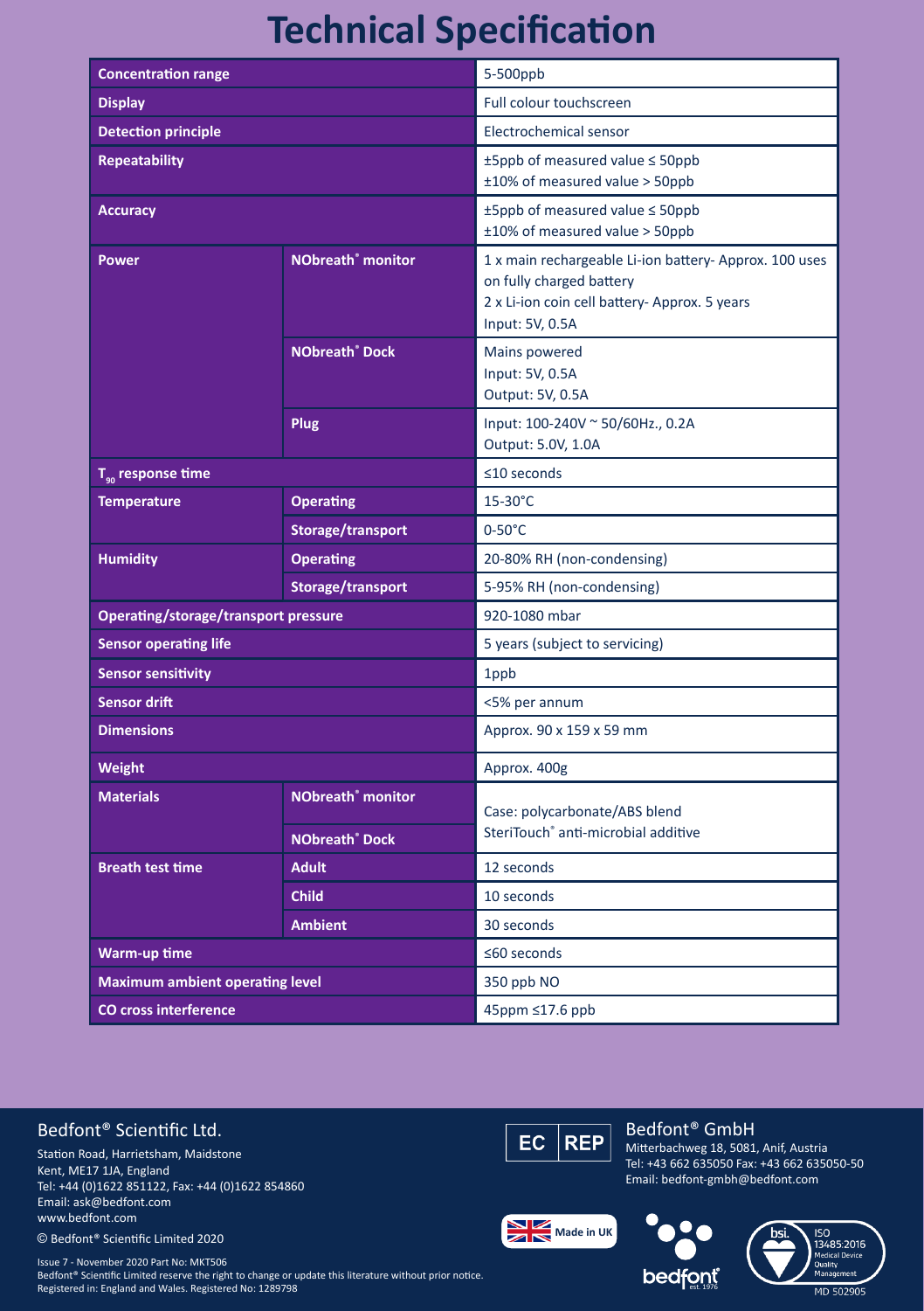# Technical Specification

| | | |
|---|---|---|
| **Concentration range** | | 5-500ppb |
| **Display** | | Full colour touchscreen |
| **Detection principle** | | Electrochemical sensor |
| **Repeatability** | | ±5ppb of measured value ≤ 50ppb<br>±10% of measured value > 50ppb |
| **Accuracy** | | ±5ppb of measured value ≤ 50ppb<br>±10% of measured value > 50ppb |
| **Power** | **NObreath® monitor** | 1 x main rechargeable Li-ion battery- Approx. 100 uses on fully charged battery<br>2 x Li-ion coin cell battery- Approx. 5 years<br>Input: 5V, 0.5A |
| | **NObreath® Dock** | Mains powered<br>Input: 5V, 0.5A<br>Output: 5V, 0.5A |
| | **Plug** | Input: 100-240V ~ 50/60Hz., 0.2A<br>Output: 5.0V, 1.0A |
| **$T_{90}$ response time** | | ≤10 seconds |
| **Temperature** | **Operating** | 15-30°C |
| | **Storage/transport** | 0-50°C |
| **Humidity** | **Operating** | 20-80% RH (non-condensing) |
| | **Storage/transport** | 5-95% RH (non-condensing) |
| **Operating/storage/transport pressure** | | 920-1080 mbar |
| **Sensor operating life** | | 5 years (subject to servicing) |
| **Sensor sensitivity** | | 1ppb |
| **Sensor drift** | | <5% per annum |
| **Dimensions** | | Approx. 90 x 159 x 59 mm |
| **Weight** | | Approx. 400g |
| **Materials** | **NObreath® monitor** | Case: polycarbonate/ABS blend<br>SteriTouch® anti-microbial additive |
| | **NObreath® Dock** | |
| **Breath test time** | **Adult** | 12 seconds |
| | **Child** | 10 seconds |
| | **Ambient** | 30 seconds |
| **Warm-up time** | | ≤60 seconds |
| **Maximum ambient operating level** | | 350 ppb NO |
| **CO cross interference** | | 45ppm ≤17.6 ppb |

Bedfont® Scientific Ltd.

Station Road, Harrietsham, Maidstone
Kent, ME17 1JA, England
Tel: +44 (0)1622 851122, Fax: +44 (0)1622 854860
Email: ask@bedfont.com
www.bedfont.com

© Bedfont® Scientific Limited 2020

EC REP

Bedfont® GmbH
Mitterbachweg 18, 5081, Anif, Austria
Tel: +43 662 635050 Fax: +43 662 635050-50
Email: bedfont-gmbh@bedfont.com

Made in UK

bedfont est. 1976

bsi. ISO 13485:2016 Medical Device Quality Management
MD 502905

Issue 7 - November 2020 Part No: MKT506
Bedfont® Scientific Limited reserve the right to change or update this literature without prior notice.
Registered in: England and Wales. Registered No: 1289798